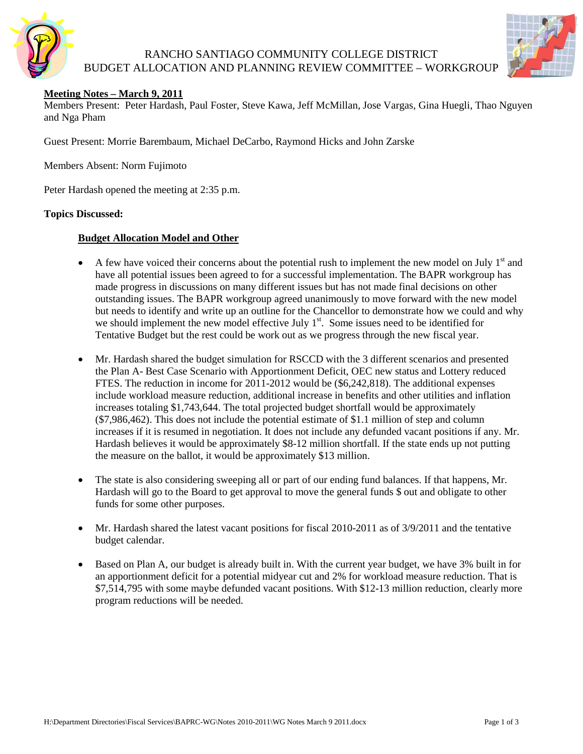RANCHO SANTIAGO COMMUNITY COLLEGE DISTRICT
BUDGET ALLOCATION AND PLANNING REVIEW COMMITTEE – WORKGROUP

**Meeting Notes – March 9, 2011**

Members Present: Peter Hardash, Paul Foster, Steve Kawa, Jeff McMillan, Jose Vargas, Gina Huegli, Thao Nguyen and Nga Pham

Guest Present: Morrie Barembaum, Michael DeCarbo, Raymond Hicks and John Zarske

Members Absent: Norm Fujimoto

Peter Hardash opened the meeting at 2:35 p.m.

**Topics Discussed:**

**Budget Allocation Model and Other**

- A few have voiced their concerns about the potential rush to implement the new model on July 1st and have all potential issues been agreed to for a successful implementation. The BAPR workgroup has made progress in discussions on many different issues but has not made final decisions on other outstanding issues. The BAPR workgroup agreed unanimously to move forward with the new model but needs to identify and write up an outline for the Chancellor to demonstrate how we could and why we should implement the new model effective July 1st. Some issues need to be identified for Tentative Budget but the rest could be work out as we progress through the new fiscal year.
- Mr. Hardash shared the budget simulation for RSCCD with the 3 different scenarios and presented the Plan A- Best Case Scenario with Apportionment Deficit, OEC new status and Lottery reduced FTES. The reduction in income for 2011-2012 would be ($6,242,818). The additional expenses include workload measure reduction, additional increase in benefits and other utilities and inflation increases totaling $1,743,644. The total projected budget shortfall would be approximately ($7,986,462). This does not include the potential estimate of $1.1 million of step and column increases if it is resumed in negotiation. It does not include any defunded vacant positions if any. Mr. Hardash believes it would be approximately $8-12 million shortfall. If the state ends up not putting the measure on the ballot, it would be approximately $13 million.
- The state is also considering sweeping all or part of our ending fund balances. If that happens, Mr. Hardash will go to the Board to get approval to move the general funds $ out and obligate to other funds for some other purposes.
- Mr. Hardash shared the latest vacant positions for fiscal 2010-2011 as of 3/9/2011 and the tentative budget calendar.
- Based on Plan A, our budget is already built in. With the current year budget, we have 3% built in for an apportionment deficit for a potential midyear cut and 2% for workload measure reduction. That is $7,514,795 with some maybe defunded vacant positions. With $12-13 million reduction, clearly more program reductions will be needed.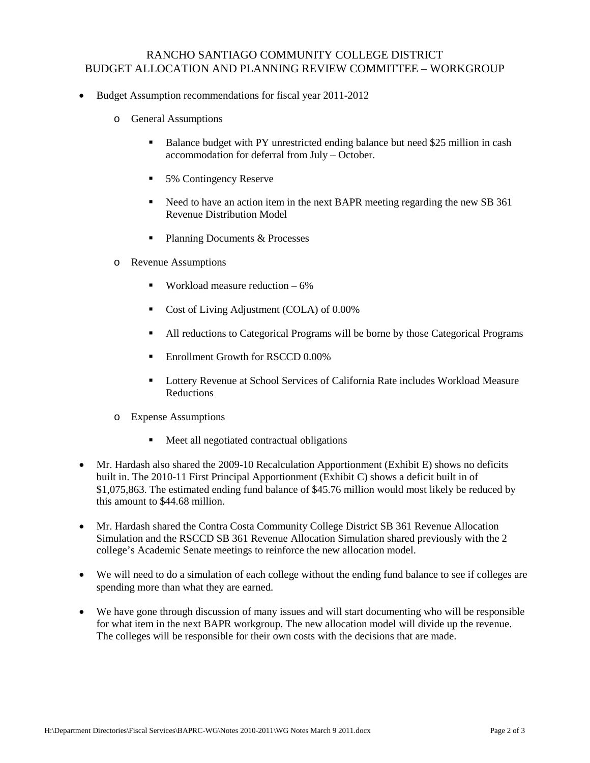RANCHO SANTIAGO COMMUNITY COLLEGE DISTRICT
BUDGET ALLOCATION AND PLANNING REVIEW COMMITTEE – WORKGROUP

- Budget Assumption recommendations for fiscal year 2011-2012
  - General Assumptions
    - Balance budget with PY unrestricted ending balance but need $25 million in cash accommodation for deferral from July – October.
    - 5% Contingency Reserve
    - Need to have an action item in the next BAPR meeting regarding the new SB 361 Revenue Distribution Model
    - Planning Documents & Processes
  - Revenue Assumptions
    - Workload measure reduction – 6%
    - Cost of Living Adjustment (COLA) of 0.00%
    - All reductions to Categorical Programs will be borne by those Categorical Programs
    - Enrollment Growth for RSCCD 0.00%
    - Lottery Revenue at School Services of California Rate includes Workload Measure Reductions
  - Expense Assumptions
    - Meet all negotiated contractual obligations
- Mr. Hardash also shared the 2009-10 Recalculation Apportionment (Exhibit E) shows no deficits built in. The 2010-11 First Principal Apportionment (Exhibit C) shows a deficit built in of $1,075,863. The estimated ending fund balance of $45.76 million would most likely be reduced by this amount to $44.68 million.
- Mr. Hardash shared the Contra Costa Community College District SB 361 Revenue Allocation Simulation and the RSCCD SB 361 Revenue Allocation Simulation shared previously with the 2 college's Academic Senate meetings to reinforce the new allocation model.
- We will need to do a simulation of each college without the ending fund balance to see if colleges are spending more than what they are earned.
- We have gone through discussion of many issues and will start documenting who will be responsible for what item in the next BAPR workgroup. The new allocation model will divide up the revenue. The colleges will be responsible for their own costs with the decisions that are made.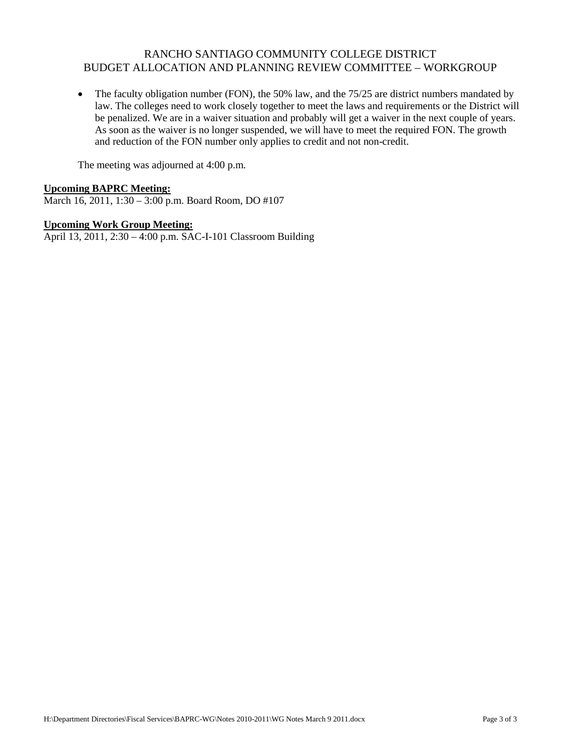- The faculty obligation number (FON), the 50% law, and the 75/25 are district numbers mandated by law. The colleges need to work closely together to meet the laws and requirements or the District will be penalized. We are in a waiver situation and probably will get a waiver in the next couple of years. As soon as the waiver is no longer suspended, we will have to meet the required FON. The growth and reduction of the FON number only applies to credit and not non-credit.

The meeting was adjourned at 4:00 p.m.

**Upcoming BAPRC Meeting:**
March 16, 2011, 1:30 – 3:00 p.m. Board Room, DO #107

**Upcoming Work Group Meeting:**
April 13, 2011, 2:30 – 4:00 p.m. SAC-I-101 Classroom Building